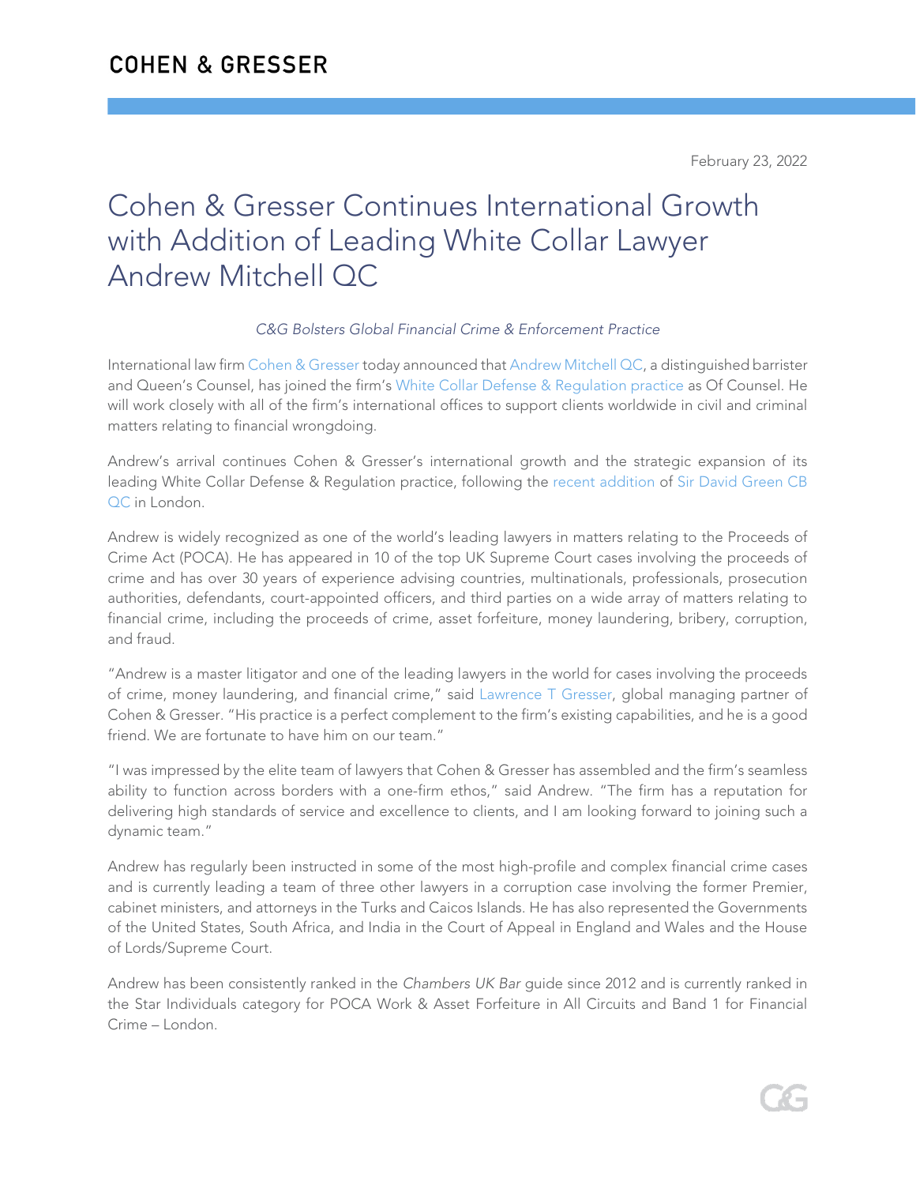COHEN & GRESSER

February 23, 2022

# Cohen & Gresser Continues International Growth with Addition of Leading White Collar Lawyer Andrew Mitchell QC

*C&G Bolsters Global Financial Crime & Enforcement Practice*

International law firm Cohen & Gresser today announced that Andrew Mitchell QC, a distinguished barrister and Queen's Counsel, has joined the firm's White Collar Defense & Regulation practice as Of Counsel. He will work closely with all of the firm's international offices to support clients worldwide in civil and criminal matters relating to financial wrongdoing.

Andrew's arrival continues Cohen & Gresser's international growth and the strategic expansion of its leading White Collar Defense & Regulation practice, following the recent addition of Sir David Green CB QC in London.

Andrew is widely recognized as one of the world's leading lawyers in matters relating to the Proceeds of Crime Act (POCA). He has appeared in 10 of the top UK Supreme Court cases involving the proceeds of crime and has over 30 years of experience advising countries, multinationals, professionals, prosecution authorities, defendants, court-appointed officers, and third parties on a wide array of matters relating to financial crime, including the proceeds of crime, asset forfeiture, money laundering, bribery, corruption, and fraud.

"Andrew is a master litigator and one of the leading lawyers in the world for cases involving the proceeds of crime, money laundering, and financial crime," said Lawrence T Gresser, global managing partner of Cohen & Gresser. "His practice is a perfect complement to the firm's existing capabilities, and he is a good friend. We are fortunate to have him on our team."

"I was impressed by the elite team of lawyers that Cohen & Gresser has assembled and the firm's seamless ability to function across borders with a one-firm ethos," said Andrew. "The firm has a reputation for delivering high standards of service and excellence to clients, and I am looking forward to joining such a dynamic team."

Andrew has regularly been instructed in some of the most high-profile and complex financial crime cases and is currently leading a team of three other lawyers in a corruption case involving the former Premier, cabinet ministers, and attorneys in the Turks and Caicos Islands. He has also represented the Governments of the United States, South Africa, and India in the Court of Appeal in England and Wales and the House of Lords/Supreme Court.

Andrew has been consistently ranked in the *Chambers UK Bar* guide since 2012 and is currently ranked in the Star Individuals category for POCA Work & Asset Forfeiture in All Circuits and Band 1 for Financial Crime – London.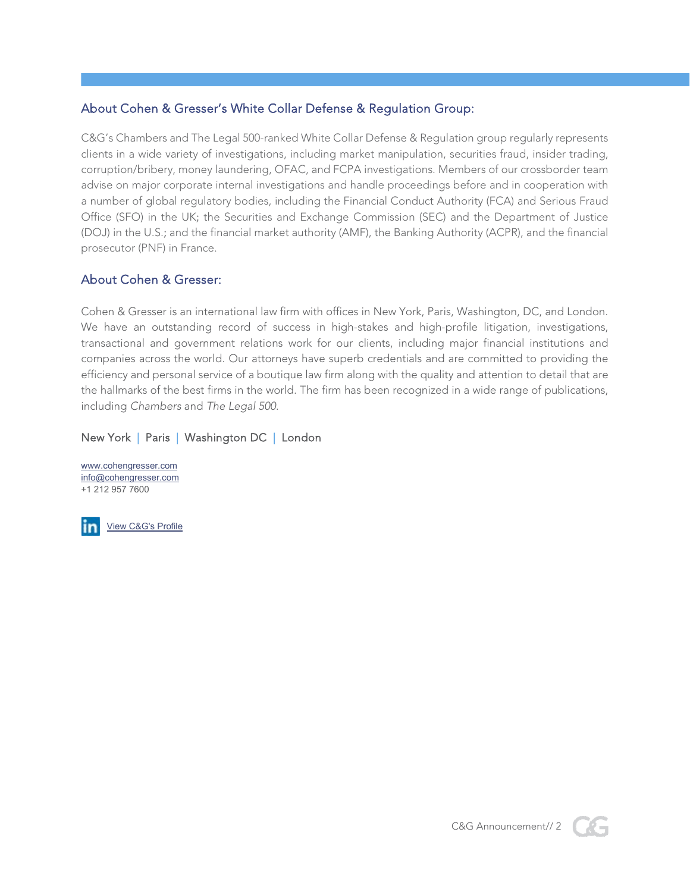## About Cohen & Gresser's White Collar Defense & Regulation Group:

C&G's Chambers and The Legal 500-ranked White Collar Defense & Regulation group regularly represents clients in a wide variety of investigations, including market manipulation, securities fraud, insider trading, corruption/bribery, money laundering, OFAC, and FCPA investigations. Members of our crossborder team advise on major corporate internal investigations and handle proceedings before and in cooperation with a number of global regulatory bodies, including the Financial Conduct Authority (FCA) and Serious Fraud Office (SFO) in the UK; the Securities and Exchange Commission (SEC) and the Department of Justice (DOJ) in the U.S.; and the financial market authority (AMF), the Banking Authority (ACPR), and the financial prosecutor (PNF) in France.

## About Cohen & Gresser:

Cohen & Gresser is an international law firm with offices in New York, Paris, Washington, DC, and London. We have an outstanding record of success in high-stakes and high-profile litigation, investigations, transactional and government relations work for our clients, including major financial institutions and companies across the world. Our attorneys have superb credentials and are committed to providing the efficiency and personal service of a boutique law firm along with the quality and attention to detail that are the hallmarks of the best firms in the world. The firm has been recognized in a wide range of publications, including *Chambers* and *The Legal 500*.

New York | Paris | Washington DC | London

www.cohengresser.com
info@cohengresser.com
+1 212 957 7600

View C&G's Profile